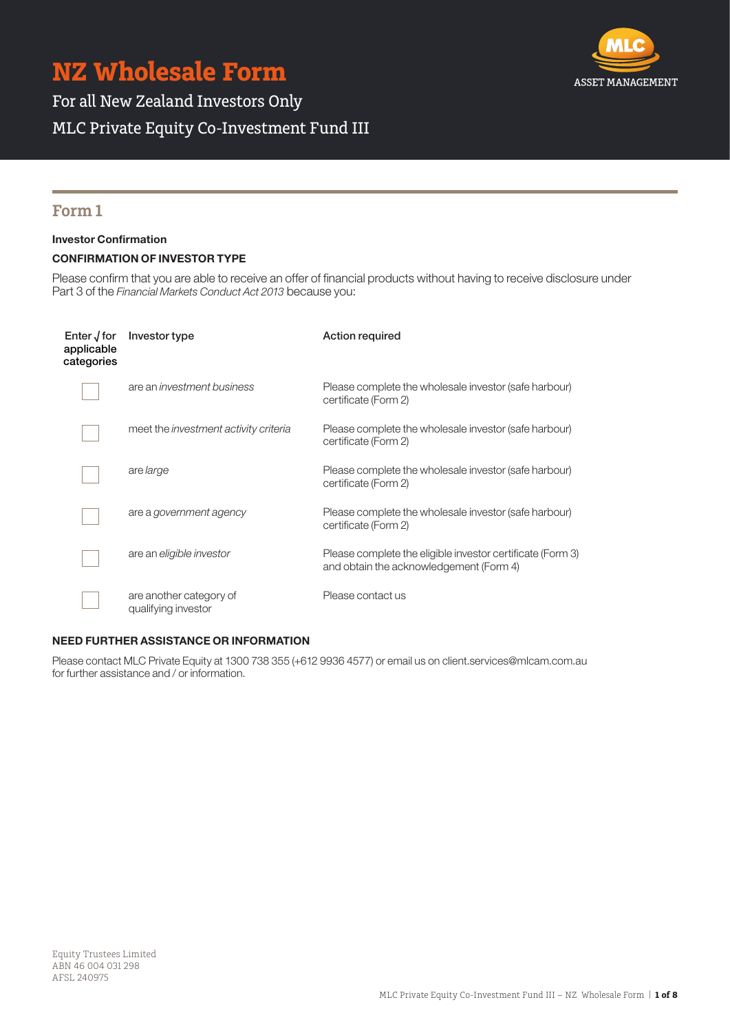# NZ Wholesale Form

For all New Zealand Investors Only

MLC Private Equity Co-Investment Fund III

## Form 1

**Investor Confirmation**

**CONFIRMATION OF INVESTOR TYPE**

Please confirm that you are able to receive an offer of financial products without having to receive disclosure under Part 3 of the *Financial Markets Conduct Act 2013* because you:

| Enter √ for applicable categories | Investor type | Action required |
|---|---|---|
| ☐ | are an *investment business* | Please complete the wholesale investor (safe harbour) certificate (Form 2) |
| ☐ | meet the *investment activity criteria* | Please complete the wholesale investor (safe harbour) certificate (Form 2) |
| ☐ | are *large* | Please complete the wholesale investor (safe harbour) certificate (Form 2) |
| ☐ | are a *government agency* | Please complete the wholesale investor (safe harbour) certificate (Form 2) |
| ☐ | are an *eligible investor* | Please complete the eligible investor certificate (Form 3) and obtain the acknowledgement (Form 4) |
| ☐ | are another category of qualifying investor | Please contact us |

**NEED FURTHER ASSISTANCE OR INFORMATION**

Please contact MLC Private Equity at 1300 738 355 (+612 9936 4577) or email us on client.services@mlcam.com.au for further assistance and / or information.

Equity Trustees Limited
ABN 46 004 031 298
AFSL 240975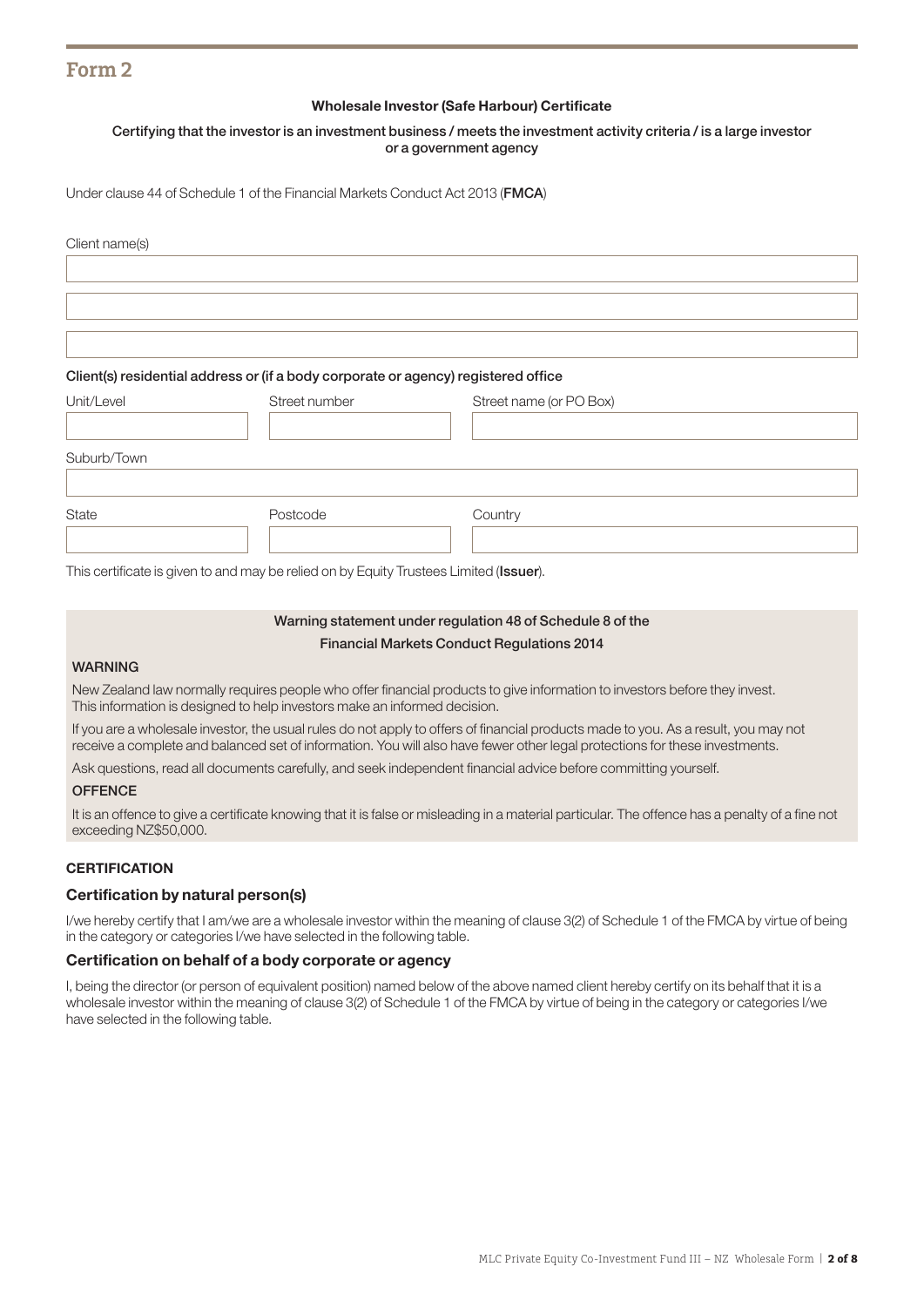## Form 2

**Wholesale Investor (Safe Harbour) Certificate**

**Certifying that the investor is an investment business / meets the investment activity criteria / is a large investor or a government agency**

Under clause 44 of Schedule 1 of the Financial Markets Conduct Act 2013 (**FMCA**)

Client name(s)

| |
|---|
| |
| |
| |

**Client(s) residential address or (if a body corporate or agency) registered office**

| Unit/Level | Street number | Street name (or PO Box) |
|---|---|---|
| | | |

| Suburb/Town |
|---|
| |

| State | Postcode | Country |
|---|---|---|
| | | |

This certificate is given to and may be relied on by Equity Trustees Limited (**Issuer**).

**Warning statement under regulation 48 of Schedule 8 of the Financial Markets Conduct Regulations 2014**

**WARNING**

New Zealand law normally requires people who offer financial products to give information to investors before they invest. This information is designed to help investors make an informed decision.

If you are a wholesale investor, the usual rules do not apply to offers of financial products made to you. As a result, you may not receive a complete and balanced set of information. You will also have fewer other legal protections for these investments.

Ask questions, read all documents carefully, and seek independent financial advice before committing yourself.

**OFFENCE**

It is an offence to give a certificate knowing that it is false or misleading in a material particular. The offence has a penalty of a fine not exceeding NZ$50,000.

**CERTIFICATION**

### Certification by natural person(s)

I/we hereby certify that I am/we are a wholesale investor within the meaning of clause 3(2) of Schedule 1 of the FMCA by virtue of being in the category or categories I/we have selected in the following table.

### Certification on behalf of a body corporate or agency

I, being the director (or person of equivalent position) named below of the above named client hereby certify on its behalf that it is a wholesale investor within the meaning of clause 3(2) of Schedule 1 of the FMCA by virtue of being in the category or categories I/we have selected in the following table.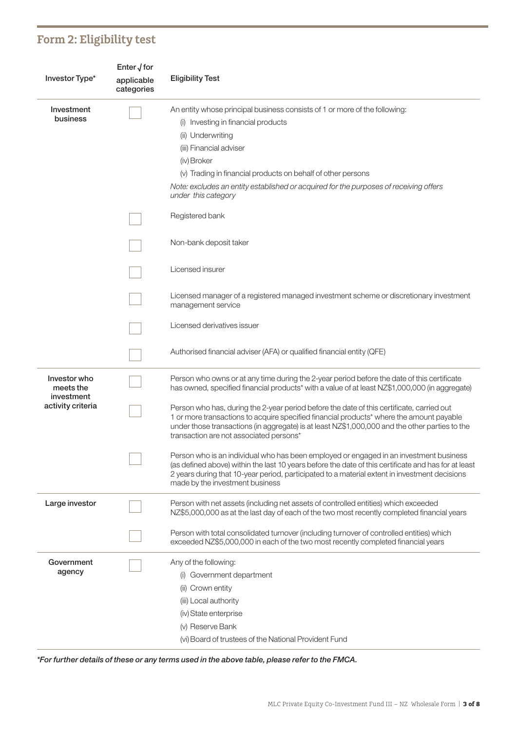## Form 2: Eligibility test

| Investor Type* | Enter √ for applicable categories | Eligibility Test |
|---|---|---|
| Investment business | ☐ | An entity whose principal business consists of 1 or more of the following:<br>(i) Investing in financial products<br>(ii) Underwriting<br>(iii) Financial adviser<br>(iv) Broker<br>(v) Trading in financial products on behalf of other persons<br>*Note: excludes an entity established or acquired for the purposes of receiving offers under this category* |
| | ☐ | Registered bank |
| | ☐ | Non-bank deposit taker |
| | ☐ | Licensed insurer |
| | ☐ | Licensed manager of a registered managed investment scheme or discretionary investment management service |
| | ☐ | Licensed derivatives issuer |
| | ☐ | Authorised financial adviser (AFA) or qualified financial entity (QFE) |
| Investor who meets the investment activity criteria | ☐ | Person who owns or at any time during the 2-year period before the date of this certificate has owned, specified financial products* with a value of at least NZ$1,000,000 (in aggregate) |
| | ☐ | Person who has, during the 2-year period before the date of this certificate, carried out 1 or more transactions to acquire specified financial products* where the amount payable under those transactions (in aggregate) is at least NZ$1,000,000 and the other parties to the transaction are not associated persons* |
| | ☐ | Person who is an individual who has been employed or engaged in an investment business (as defined above) within the last 10 years before the date of this certificate and has for at least 2 years during that 10-year period, participated to a material extent in investment decisions made by the investment business |
| Large investor | ☐ | Person with net assets (including net assets of controlled entities) which exceeded NZ$5,000,000 as at the last day of each of the two most recently completed financial years |
| | ☐ | Person with total consolidated turnover (including turnover of controlled entities) which exceeded NZ$5,000,000 in each of the two most recently completed financial years |
| Government agency | ☐ | Any of the following:<br>(i) Government department<br>(ii) Crown entity<br>(iii) Local authority<br>(iv) State enterprise<br>(v) Reserve Bank<br>(vi) Board of trustees of the National Provident Fund |

*\*For further details of these or any terms used in the above table, please refer to the FMCA.*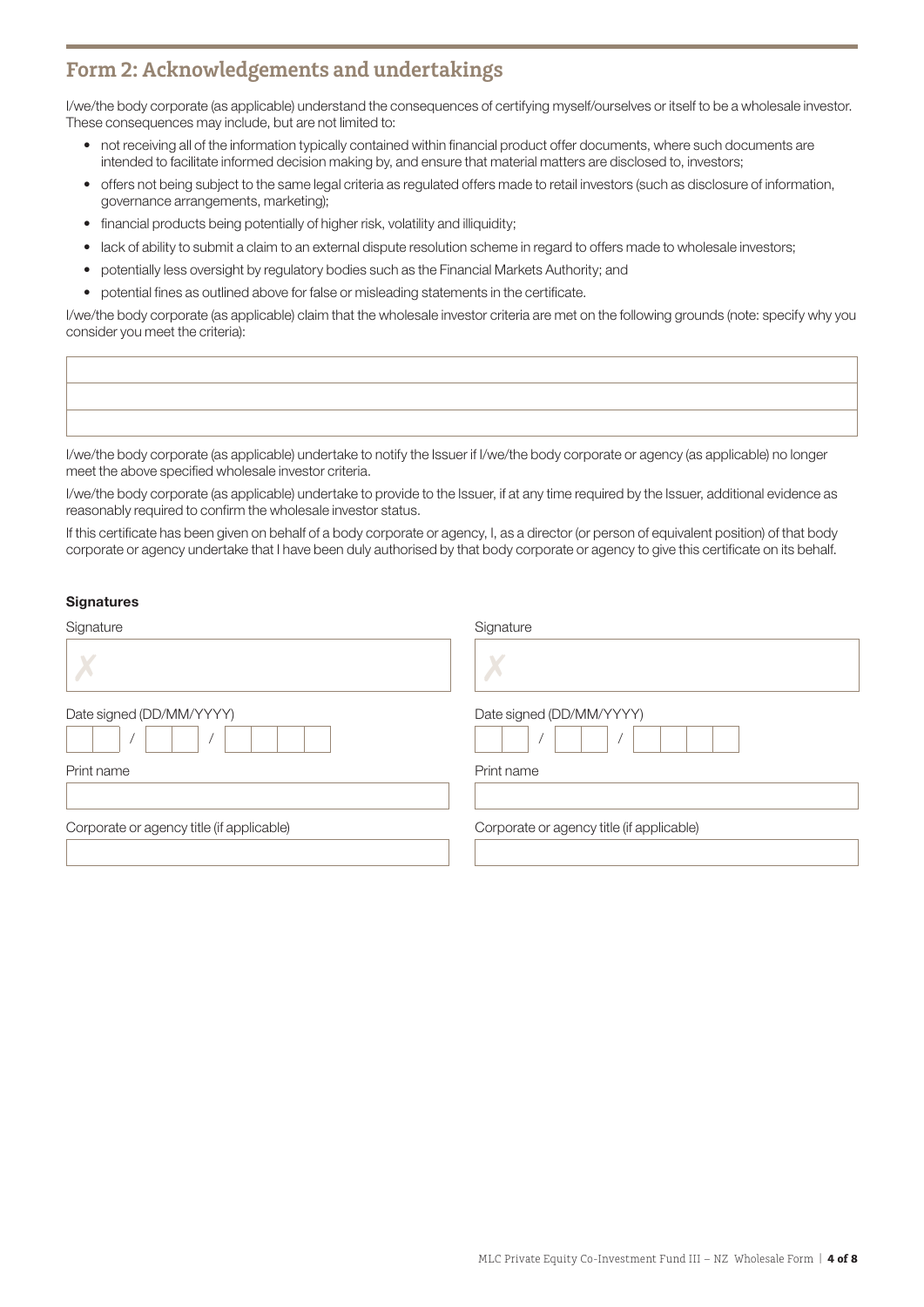## Form 2: Acknowledgements and undertakings

I/we/the body corporate (as applicable) understand the consequences of certifying myself/ourselves or itself to be a wholesale investor. These consequences may include, but are not limited to:

- not receiving all of the information typically contained within financial product offer documents, where such documents are intended to facilitate informed decision making by, and ensure that material matters are disclosed to, investors;
- offers not being subject to the same legal criteria as regulated offers made to retail investors (such as disclosure of information, governance arrangements, marketing);
- financial products being potentially of higher risk, volatility and illiquidity;
- lack of ability to submit a claim to an external dispute resolution scheme in regard to offers made to wholesale investors;
- potentially less oversight by regulatory bodies such as the Financial Markets Authority; and
- potential fines as outlined above for false or misleading statements in the certificate.

I/we/the body corporate (as applicable) claim that the wholesale investor criteria are met on the following grounds (note: specify why you consider you meet the criteria):

I/we/the body corporate (as applicable) undertake to notify the Issuer if I/we/the body corporate or agency (as applicable) no longer meet the above specified wholesale investor criteria.

I/we/the body corporate (as applicable) undertake to provide to the Issuer, if at any time required by the Issuer, additional evidence as reasonably required to confirm the wholesale investor status.

If this certificate has been given on behalf of a body corporate or agency, I, as a director (or person of equivalent position) of that body corporate or agency undertake that I have been duly authorised by that body corporate or agency to give this certificate on its behalf.

**Signatures**

Signature

✗

Date signed (DD/MM/YYYY)

/ /

Print name

Corporate or agency title (if applicable)

Signature

✗

Date signed (DD/MM/YYYY)

/ /

Print name

Corporate or agency title (if applicable)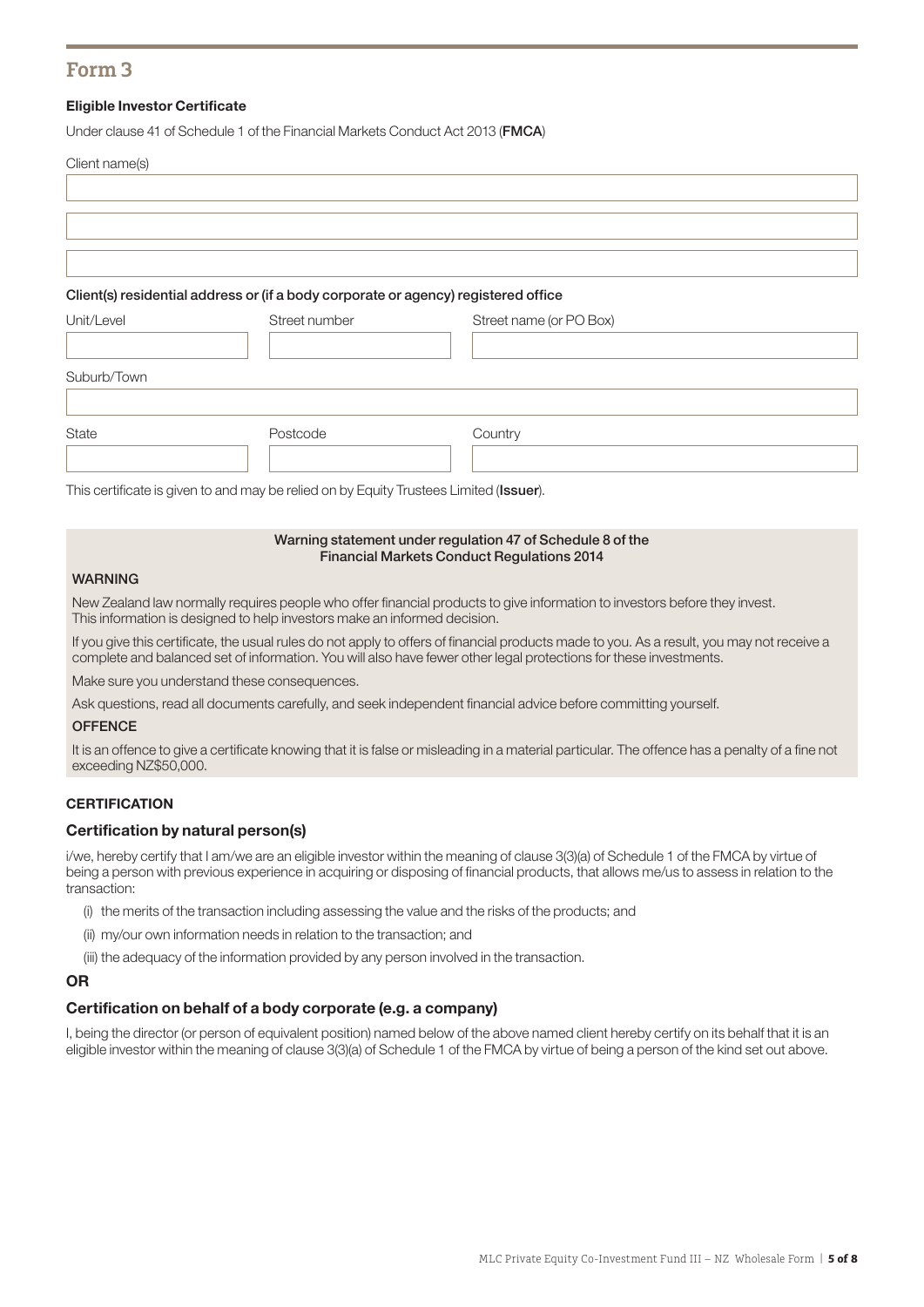## Form 3

**Eligible Investor Certificate**

Under clause 41 of Schedule 1 of the Financial Markets Conduct Act 2013 (**FMCA**)

Client name(s)

**Client(s) residential address or (if a body corporate or agency) registered office**

| Unit/Level | Street number | Street name (or PO Box) |
|---|---|---|
| | | |

| Suburb/Town |
|---|
| |

| State | Postcode | Country |
|---|---|---|
| | | |

This certificate is given to and may be relied on by Equity Trustees Limited (**Issuer**).

**Warning statement under regulation 47 of Schedule 8 of the Financial Markets Conduct Regulations 2014**

**WARNING**

New Zealand law normally requires people who offer financial products to give information to investors before they invest. This information is designed to help investors make an informed decision.

If you give this certificate, the usual rules do not apply to offers of financial products made to you. As a result, you may not receive a complete and balanced set of information. You will also have fewer other legal protections for these investments.

Make sure you understand these consequences.

Ask questions, read all documents carefully, and seek independent financial advice before committing yourself.

**OFFENCE**

It is an offence to give a certificate knowing that it is false or misleading in a material particular. The offence has a penalty of a fine not exceeding NZ$50,000.

**CERTIFICATION**

### Certification by natural person(s)

i/we, hereby certify that I am/we are an eligible investor within the meaning of clause 3(3)(a) of Schedule 1 of the FMCA by virtue of being a person with previous experience in acquiring or disposing of financial products, that allows me/us to assess in relation to the transaction:

(i) the merits of the transaction including assessing the value and the risks of the products; and

(ii) my/our own information needs in relation to the transaction; and

(iii) the adequacy of the information provided by any person involved in the transaction.

**OR**

### Certification on behalf of a body corporate (e.g. a company)

I, being the director (or person of equivalent position) named below of the above named client hereby certify on its behalf that it is an eligible investor within the meaning of clause 3(3)(a) of Schedule 1 of the FMCA by virtue of being a person of the kind set out above.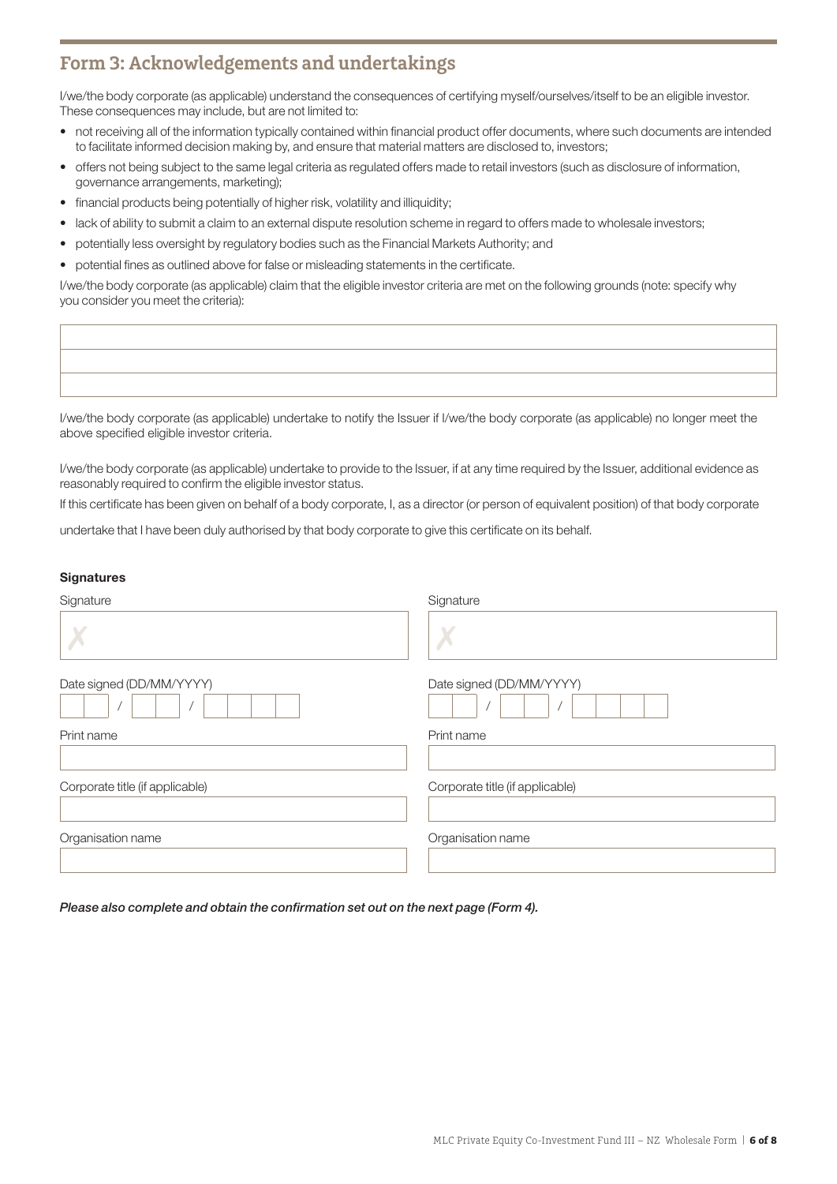## Form 3: Acknowledgements and undertakings

I/we/the body corporate (as applicable) understand the consequences of certifying myself/ourselves/itself to be an eligible investor. These consequences may include, but are not limited to:

- not receiving all of the information typically contained within financial product offer documents, where such documents are intended to facilitate informed decision making by, and ensure that material matters are disclosed to, investors;
- offers not being subject to the same legal criteria as regulated offers made to retail investors (such as disclosure of information, governance arrangements, marketing);
- financial products being potentially of higher risk, volatility and illiquidity;
- lack of ability to submit a claim to an external dispute resolution scheme in regard to offers made to wholesale investors;
- potentially less oversight by regulatory bodies such as the Financial Markets Authority; and
- potential fines as outlined above for false or misleading statements in the certificate.

I/we/the body corporate (as applicable) claim that the eligible investor criteria are met on the following grounds (note: specify why you consider you meet the criteria):

| |
|---|
| |
| |
| |

I/we/the body corporate (as applicable) undertake to notify the Issuer if I/we/the body corporate (as applicable) no longer meet the above specified eligible investor criteria.

I/we/the body corporate (as applicable) undertake to provide to the Issuer, if at any time required by the Issuer, additional evidence as reasonably required to confirm the eligible investor status.

If this certificate has been given on behalf of a body corporate, I, as a director (or person of equivalent position) of that body corporate undertake that I have been duly authorised by that body corporate to give this certificate on its behalf.

**Signatures**

| | |
|---|---|
| Signature | Signature |
| ✗ | ✗ |
| Date signed (DD/MM/YYYY) / / | Date signed (DD/MM/YYYY) / / |
| Print name | Print name |
| Corporate title (if applicable) | Corporate title (if applicable) |
| Organisation name | Organisation name |

*Please also complete and obtain the confirmation set out on the next page (Form 4).*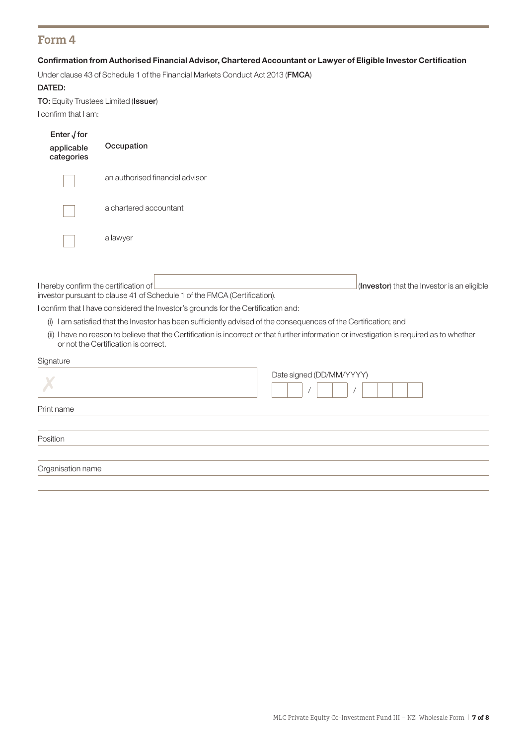## Form 4

**Confirmation from Authorised Financial Advisor, Chartered Accountant or Lawyer of Eligible Investor Certification**

Under clause 43 of Schedule 1 of the Financial Markets Conduct Act 2013 (**FMCA**)

**DATED:**

**TO:** Equity Trustees Limited (**Issuer**)

I confirm that I am:

| Enter √ for applicable categories | Occupation |
| --- | --- |
| ☐ | an authorised financial advisor |
| ☐ | a chartered accountant |
| ☐ | a lawyer |

I hereby confirm the certification of ______________________ (**Investor**) that the Investor is an eligible investor pursuant to clause 41 of Schedule 1 of the FMCA (Certification).

I confirm that I have considered the Investor's grounds for the Certification and:

(i) I am satisfied that the Investor has been sufficiently advised of the consequences of the Certification; and

(ii) I have no reason to believe that the Certification is incorrect or that further information or investigation is required as to whether or not the Certification is correct.

Signature

✗ ______________________

Date signed (DD/MM/YYYY) __ __ / __ __ / __ __ __ __

Print name

______________________

Position

______________________

Organisation name

______________________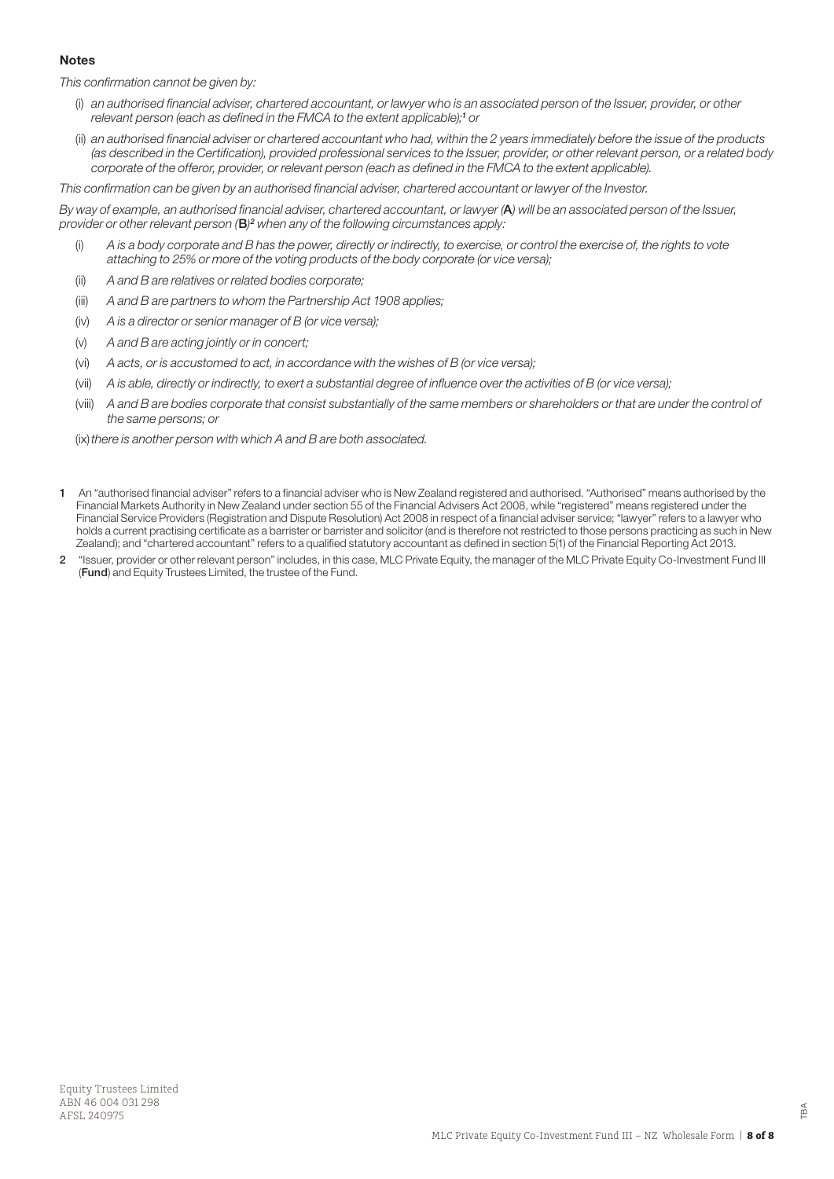**Notes**

*This confirmation cannot be given by:*

(i) *an authorised financial adviser, chartered accountant, or lawyer who is an associated person of the Issuer, provider, or other relevant person (each as defined in the FMCA to the extent applicable);*[1] *or*

(ii) *an authorised financial adviser or chartered accountant who had, within the 2 years immediately before the issue of the products (as described in the Certification), provided professional services to the Issuer, provider, or other relevant person, or a related body corporate of the offeror, provider, or relevant person (each as defined in the FMCA to the extent applicable).*

*This confirmation can be given by an authorised financial adviser, chartered accountant or lawyer of the Investor.*

*By way of example, an authorised financial adviser, chartered accountant, or lawyer (***A***) will be an associated person of the Issuer, provider or other relevant person (***B***)*[2] *when any of the following circumstances apply:*

(i) *A is a body corporate and B has the power, directly or indirectly, to exercise, or control the exercise of, the rights to vote attaching to 25% or more of the voting products of the body corporate (or vice versa);*

(ii) *A and B are relatives or related bodies corporate;*

(iii) *A and B are partners to whom the Partnership Act 1908 applies;*

(iv) *A is a director or senior manager of B (or vice versa);*

(v) *A and B are acting jointly or in concert;*

(vi) *A acts, or is accustomed to act, in accordance with the wishes of B (or vice versa);*

(vii) *A is able, directly or indirectly, to exert a substantial degree of influence over the activities of B (or vice versa);*

(viii) *A and B are bodies corporate that consist substantially of the same members or shareholders or that are under the control of the same persons; or*

(ix) *there is another person with which A and B are both associated.*

**1** An "authorised financial adviser" refers to a financial adviser who is New Zealand registered and authorised. "Authorised" means authorised by the Financial Markets Authority in New Zealand under section 55 of the Financial Advisers Act 2008, while "registered" means registered under the Financial Service Providers (Registration and Dispute Resolution) Act 2008 in respect of a financial adviser service; "lawyer" refers to a lawyer who holds a current practising certificate as a barrister or barrister and solicitor (and is therefore not restricted to those persons practicing as such in New Zealand); and "chartered accountant" refers to a qualified statutory accountant as defined in section 5(1) of the Financial Reporting Act 2013.

**2** "Issuer, provider or other relevant person" includes, in this case, MLC Private Equity, the manager of the MLC Private Equity Co-Investment Fund III (**Fund**) and Equity Trustees Limited, the trustee of the Fund.

Equity Trustees Limited
ABN 46 004 031 298
AFSL 240975